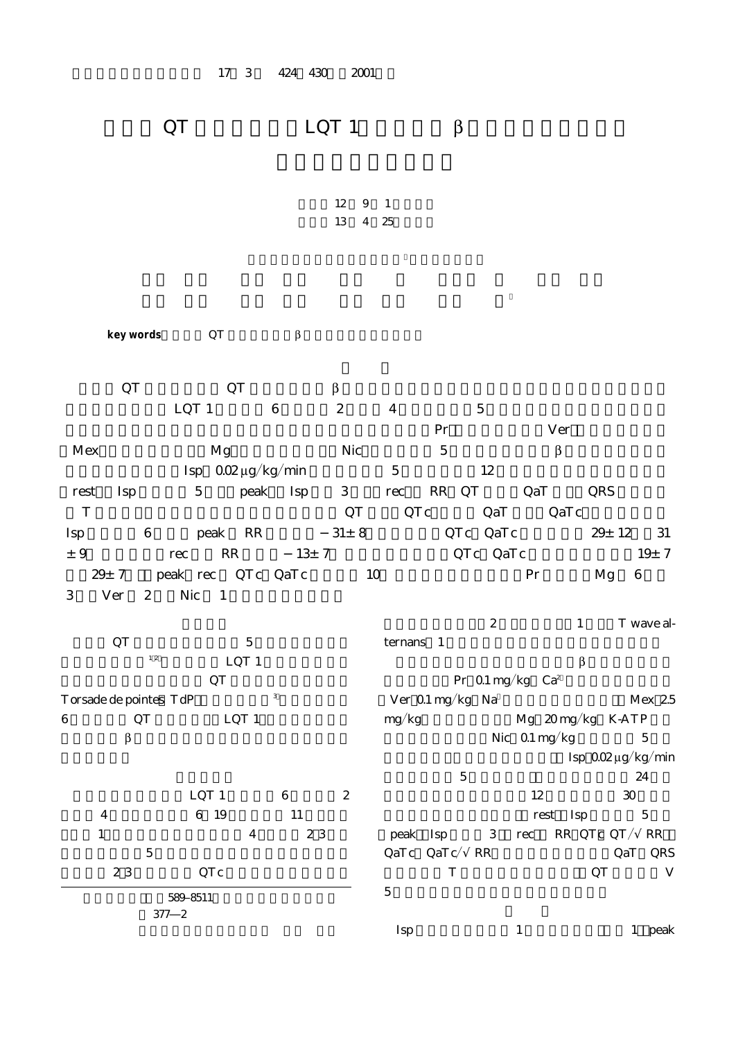# QT LQT 1 β

12 9 1
13 4 25

**key words** QT β

QT QT β
LQT 1 6 2 4 5
Pr Ver
Mex Mg Nic 5 β
Isp 0.02 μg/kg/min 5 12
rest Isp 5 peak Isp 3 rec RR QT QaT QRS
T QT QTc QaT QaTc
Isp 6 peak RR −31± 8 QTc QaTc 29± 12 31 ± 9 rec RR −13± 7 QTc QaTc 19± 7 29± 7 peak rec QTc QaTc 10 Pr Mg 6 3 Ver 2 Nic 1

QT 5
[1,2] LQT 1
QT
Torsade de pointes TdP [3]
6 QT LQT 1
β

LQT 1 6 2
4 6 19 11
1 4 2 3
5
2 3 QTc

589-8511
377—2

2 1 T wave alternans 1
β
Pr 0.1 mg/kg $Ca^{2}$
Ver 0.1 mg/kg $Na$ Mex 2.5 mg/kg Mg 20 mg/kg K-ATP
Nic 0.1 mg/kg 5
Isp 0.02 μg/kg/min
5 24
12 30
rest Isp 5
peak Isp 3 rec RR QTc QT/√RR
QaTc QaTc/√RR QaT QRS
T QT V
5

Isp 1 1 peak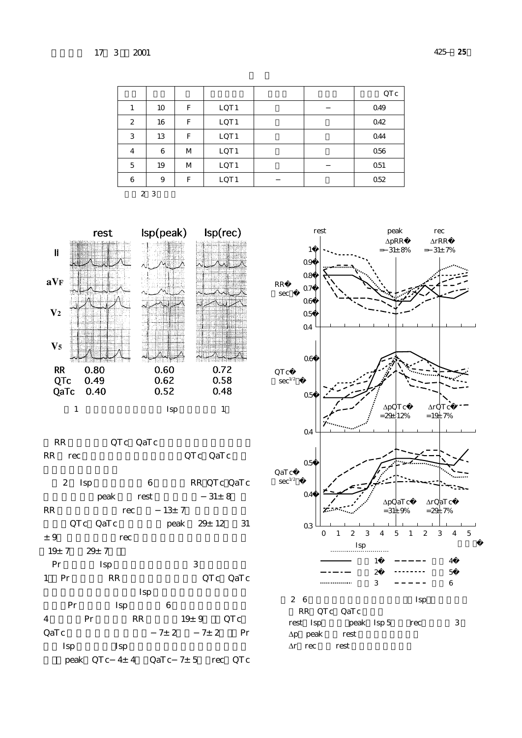| | | | | | | QTc |
|---|---|---|---|---|---|---|
| 1 | 10 | F | LQT1 | | − | 0.49 |
| 2 | 16 | F | LQT1 | | | 0.42 |
| 3 | 13 | F | LQT1 | | | 0.44 |
| 4 | 6 | M | LQT1 | | | 0.56 |
| 5 | 19 | M | LQT1 | | − | 0.51 |
| 6 | 9 | F | LQT1 | − | | 0.52 |

2 3

| | rest | Isp(peak) | Isp(rec) |
|---|---|---|---|
| RR | 0.80 | 0.60 | 0.72 |
| QTc | 0.49 | 0.62 | 0.58 |
| QaTc | 0.40 | 0.52 | 0.48 |

1 Isp 1

RR QTc QaTc
RR rec QTc QaTc

2 Isp 6 RR QTc QaTc
peak rest −31± 8
RR rec −13± 7
QTc QaTc peak 29± 12 31
± 9 rec
19± 7 29± 7

Pr Isp 3
1 Pr RR QTc QaTc
Isp
Pr Isp 6
4 Pr RR 19± 9 QTc
QaTc −7± 2 −7± 2 Pr
Isp Isp
peak QTc −4± 4 QaTc −7± 5 rec QTc

2 6 Isp
RR QTc QaTc
rest Isp peak Isp 5 rec 3
Δp peak rest
Δr rec rest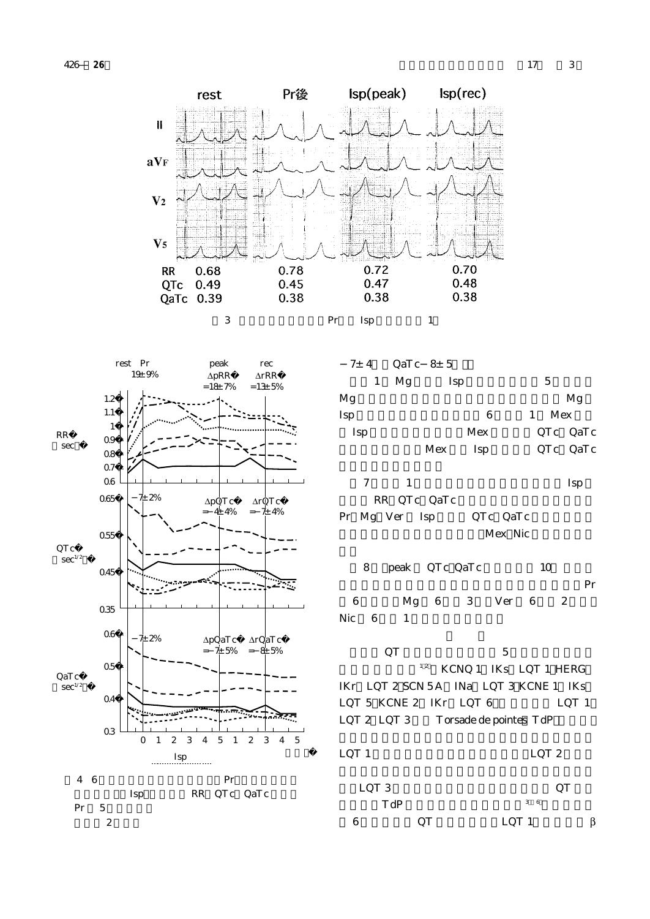| | rest | Pr後 | Isp(peak) | Isp(rec) |
|---|---|---|---|---|
| RR | 0.68 | 0.78 | 0.72 | 0.70 |
| QTc | 0.49 | 0.45 | 0.47 | 0.48 |
| QaTc | 0.39 | 0.38 | 0.38 | 0.38 |

図 3 　 Pr 　 Isp 　 1

図 4 　6 　 Pr 　 Isp 　 RR 　QTc 　QaTc 　 Pr 　5 　 2

−7± 4 　 QaTc −8± 5

1 　Mg 　 Isp 　 5 　 Mg 　 Mg 　 Isp 　 6 　 1 　Mex 　 Isp 　 Mex 　 QTc 　QaTc 　 Mex 　 Isp 　 QTc 　QaTc

7 　 1 　 Isp 　 RR 　QTc 　QaTc 　 Pr 　Mg 　Ver 　Isp 　 QTc 　QaTc 　 Mex 　Nic

8 　 peak 　QTc 　QaTc 　 10 　 Pr 　 6 　 Mg 　6 　 3 　 Ver 　6 　 2 　 Nic 　6 　 1

QT 　 5 　 [1][2] 　KCNQ 1 　IKs 　LQT 1 　HERG 　IKr 　LQT 2 　SCN 5 A 　INa 　LQT 3 　KCNE 1 　IKs 　LQT 5 　KCNE 2 　IKr 　LQT 6 　 LQT 1 　LQT 2 　LQT 3 　 Torsade de pointes 　TdP

LQT 1 　 LQT 2

LQT 3 　 QT 　 TdP 　 [3][6]

6 　 QT 　 LQT 1 　 β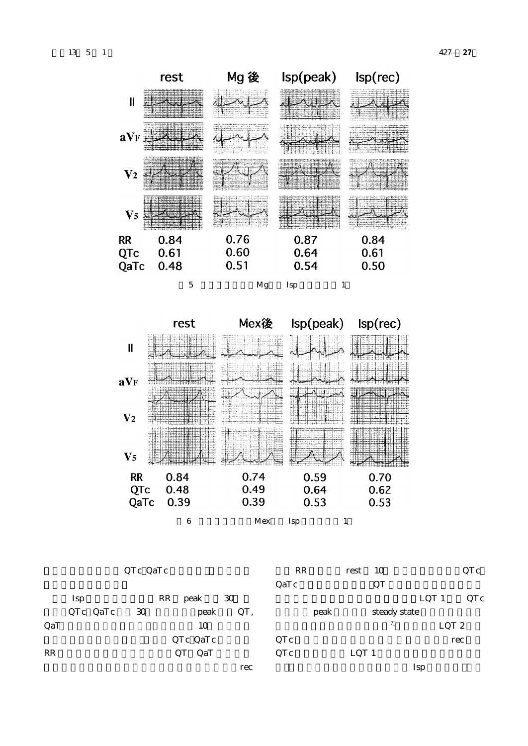| | rest | Mg 後 | Isp(peak) | Isp(rec) |
|---|---|---|---|---|
| RR | 0.84 | 0.76 | 0.87 | 0.84 |
| QTc | 0.61 | 0.60 | 0.64 | 0.61 |
| QaTc | 0.48 | 0.51 | 0.54 | 0.50 |

図5　　Mg　Isp　　1

| | rest | Mex後 | Isp(peak) | Isp(rec) |
|---|---|---|---|---|
| RR | 0.84 | 0.74 | 0.59 | 0.70 |
| QTc | 0.48 | 0.49 | 0.64 | 0.62 |
| QaTc | 0.39 | 0.39 | 0.53 | 0.53 |

図6　　Mex　Isp　　1

QTc QaTc

Isp　RR　peak　30　QTc QaTc　30　peak　QT, QaT　10　QTc QaTc　RR　QT QaT　rec

RR　rest　10　QTc QaTc　QT　LQT 1　QTc　peak　steady state　[7]　LQT 2　QTc　rec　QTc　LQT 1　Isp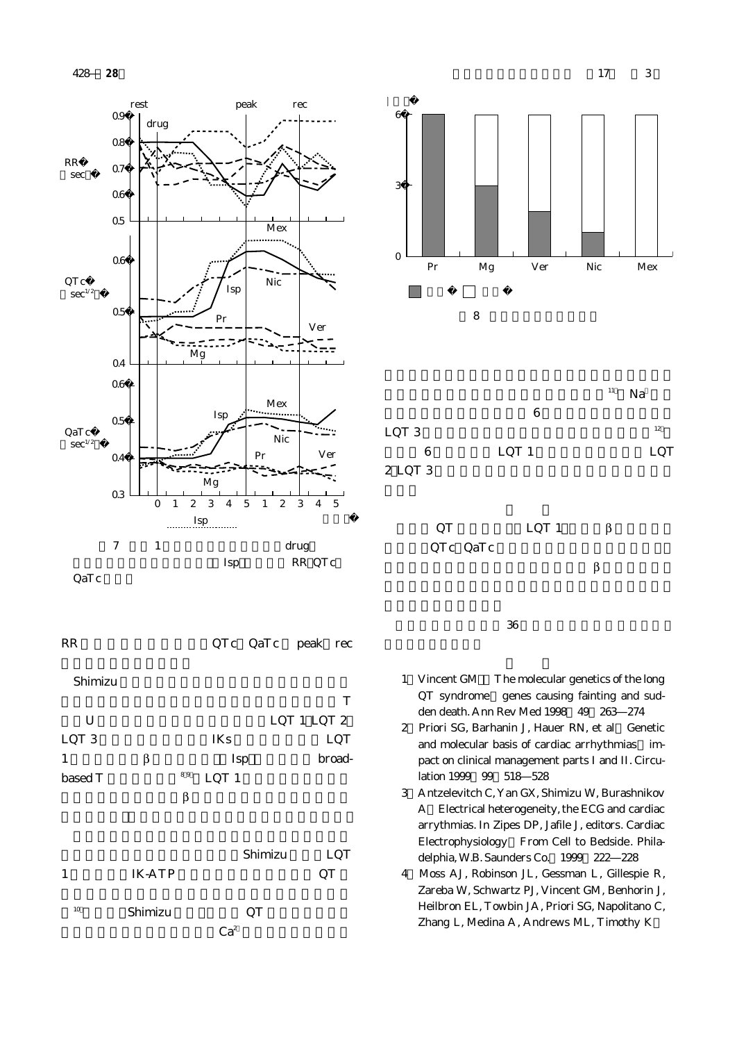7　1 drug Isp RR QTc QaTc

8

RR QTc QaTc peak rec

Shimizu

T

U LQT 1 LQT 2 LQT 3 IKs LQT 1 β Isp broad-based T [8,9] LQT 1

β

Shimizu LQT 1 IK-ATP QT

[10] Shimizu QT

$Ca^{2}$

[11] Na

6

LQT 3 [12]

6 LQT 1 LQT 2 LQT 3

QT LQT 1 β

QTc QaTc

β

36

1 Vincent GM：The molecular genetics of the long QT syndrome：genes causing fainting and sudden death. Ann Rev Med 1998；49：263―274

2 Priori SG, Barhanin J, Hauer RN, et al：Genetic and molecular basis of cardiac arrhythmias：impact on clinical management parts I and II. Circulation 1999；99：518―528

3 Antzelevitch C, Yan GX, Shimizu W, Burashnikov A：Electrical heterogeneity, the ECG and cardiac arrythmias. In Zipes DP, Jafile J, editors. Cardiac Electrophysiology：From Cell to Bedside. Philadelphia, W.B. Saunders Co.，1999；222―228

4 Moss AJ, Robinson JL, Gessman L, Gillespie R, Zareba W, Schwartz PJ, Vincent GM, Benhorin J, Heilbron EL, Towbin JA, Priori SG, Napolitano C, Zhang L, Medina A, Andrews ML, Timothy K：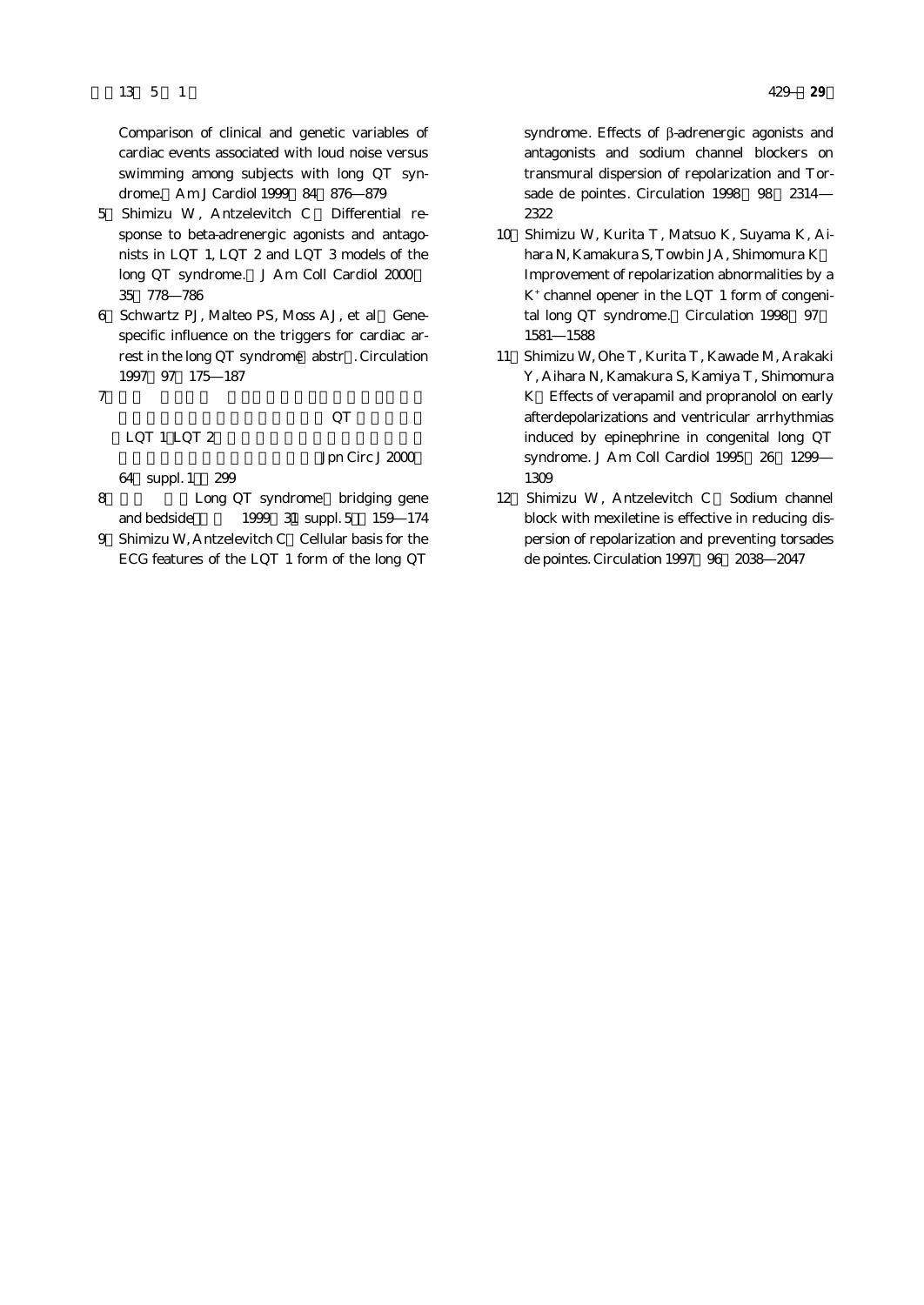Comparison of clinical and genetic variables of cardiac events associated with loud noise versus swimming among subjects with long QT syndrome. Am J Cardiol 1999 84 876―879

5 Shimizu W, Antzelevitch C Differential response to beta-adrenergic agonists and antagonists in LQT 1, LQT 2 and LQT 3 models of the long QT syndrome. J Am Coll Cardiol 2000 35 778―786

6 Schwartz PJ, Malteo PS, Moss AJ, et al Gene-specific influence on the triggers for cardiac arrest in the long QT syndrome abstr . Circulation 1997 97 175―187

7 QT LQT 1 LQT 2 Jpn Circ J 2000 64 suppl. 1 299

8 Long QT syndrome bridging gene and bedside 1999 31 suppl. 5 159―174

9 Shimizu W, Antzelevitch C Cellular basis for the ECG features of the LQT 1 form of the long QT syndrome. Effects of β-adrenergic agonists and antagonists and sodium channel blockers on transmural dispersion of repolarization and Torsade de pointes. Circulation 1998 98 2314―2322

10 Shimizu W, Kurita T, Matsuo K, Suyama K, Aihara N, Kamakura S, Towbin JA, Shimomura K Improvement of repolarization abnormalities by a $K^{+}$ channel opener in the LQT 1 form of congenital long QT syndrome. Circulation 1998 97 1581―1588

11 Shimizu W, Ohe T, Kurita T, Kawade M, Arakaki Y, Aihara N, Kamakura S, Kamiya T, Shimomura K Effects of verapamil and propranolol on early afterdepolarizations and ventricular arrhythmias induced by epinephrine in congenital long QT syndrome. J Am Coll Cardiol 1995 26 1299―1309

12 Shimizu W, Antzelevitch C Sodium channel block with mexiletine is effective in reducing dispersion of repolarization and preventing torsades de pointes. Circulation 1997 96 2038―2047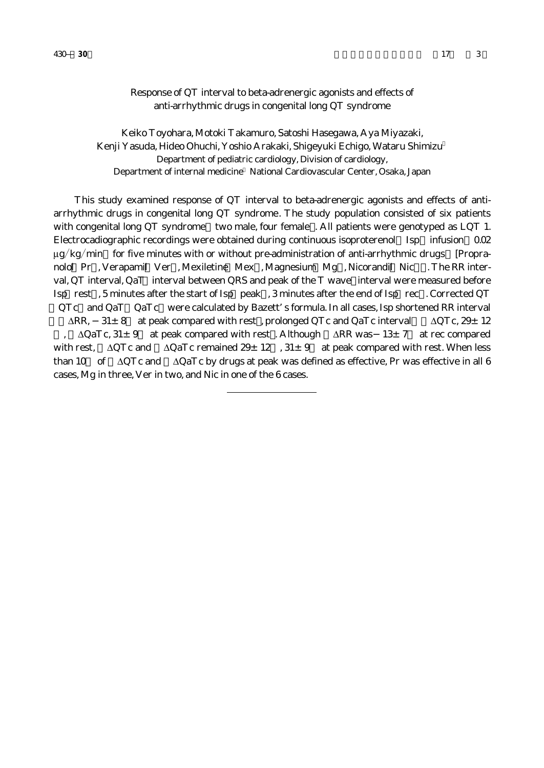# Response of QT interval to beta-adrenergic agonists and effects of anti-arrhythmic drugs in congenital long QT syndrome

Keiko Toyohara, Motoki Takamuro, Satoshi Hasegawa, Aya Miyazaki, Kenji Yasuda, Hideo Ohuchi, Yoshio Arakaki, Shigeyuki Echigo, Wataru Shimizu[1]

Department of pediatric cardiology, Division of cardiology, Department of internal medicine[1] National Cardiovascular Center, Osaka, Japan

This study examined response of QT interval to beta-adrenergic agonists and effects of anti-arrhythmic drugs in congenital long QT syndrome. The study population consisted of six patients with congenital long QT syndrome (two male, four female). All patients were genotyped as LQT 1. Electrocadiographic recordings were obtained during continuous isoproterenol (Isp) infusion (0.02 μg/kg/min) for five minutes with or without pre-administration of anti-arrhythmic drugs ([Propranolol (Pr), Verapamil (Ver), Mexiletine (Mex), Magnesium (Mg), Nicorandil (Nic)]. The RR interval, QT interval, QaT (interval between QRS and peak of the T wave) interval were measured before Isp (rest), 5 minutes after the start of Isp (peak), 3 minutes after the end of Isp (rec). Corrected QT (QTc) and QaT (QaTc) were calculated by Bazett's formula. In all cases, Isp shortened RR interval (%ΔRR, −31±8%) at peak compared with rest, prolonged QTc and QaTc interval (%ΔQTc, 29±12%, %ΔQaTc, 31±9%) at peak compared with rest. Although %ΔRR was −13±7% at rec compared with rest, %ΔQTc and %ΔQaTc remained 29±12%, 31±9% at peak compared with rest. When less than 10% of %ΔQTc and %ΔQaTc by drugs at peak was defined as effective, Pr was effective in all 6 cases, Mg in three, Ver in two, and Nic in one of the 6 cases.